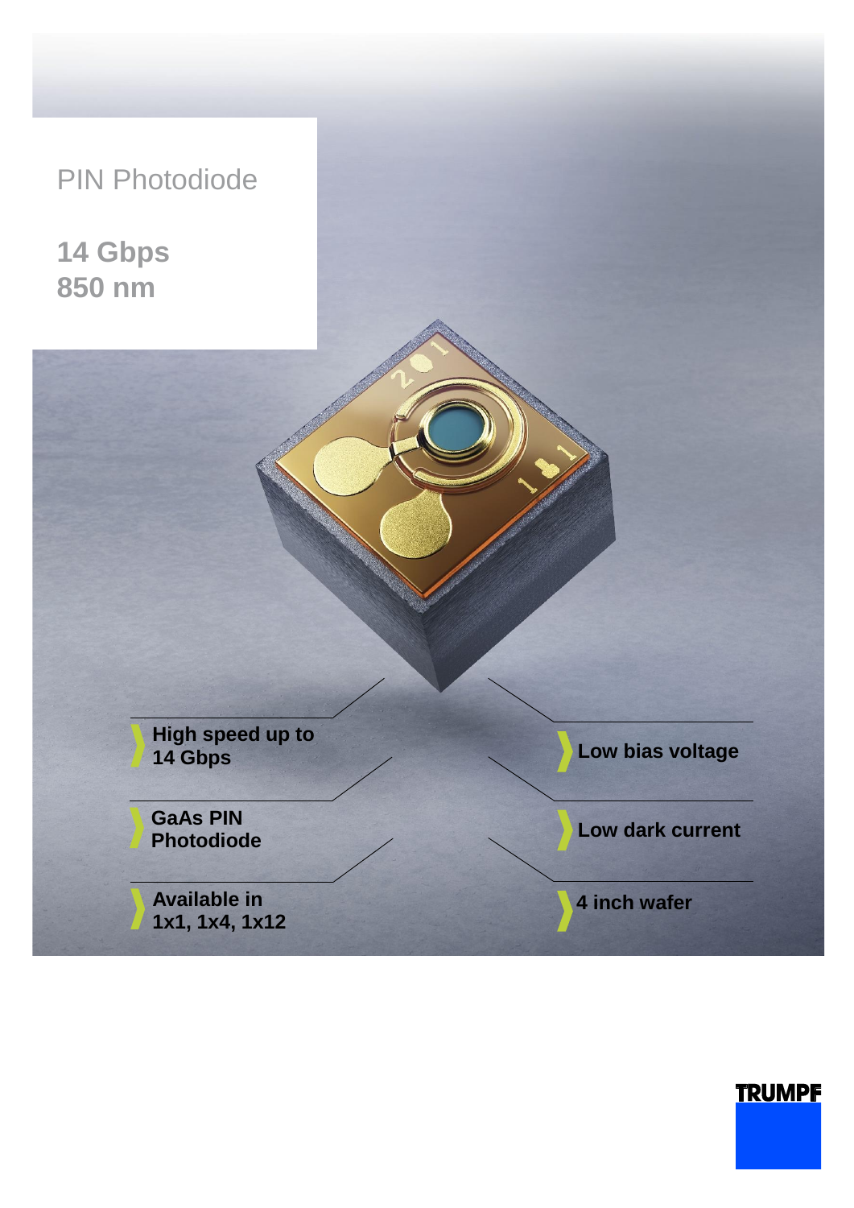# PIN Photodiode

## 14 Gbps
## 850 nm

- **High speed up to 14 Gbps**
- **GaAs PIN Photodiode**
- **Available in 1x1, 1x4, 1x12**
- **Low bias voltage**
- **Low dark current**
- **4 inch wafer**

TRUMPF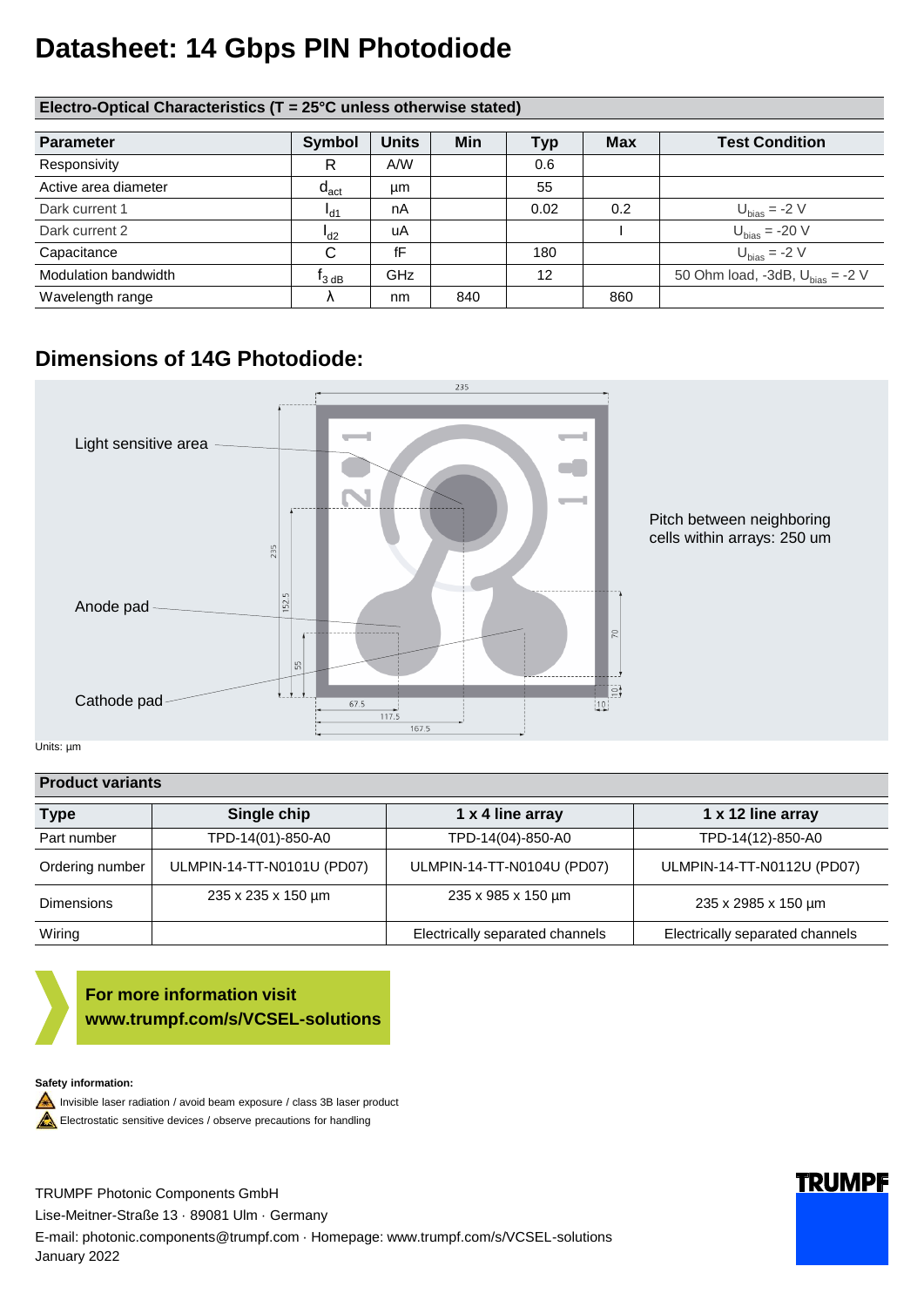# Datasheet: 14 Gbps PIN Photodiode

| Electro-Optical Characteristics (T = 25°C unless otherwise stated) | | | | | | |
|---|---|---|---|---|---|---|
| **Parameter** | **Symbol** | **Units** | **Min** | **Typ** | **Max** | **Test Condition** |
| Responsivity | R | A/W | | 0.6 | | |
| Active area diameter | $d_{act}$ | µm | | 55 | | |
| Dark current 1 | $I_{d1}$ | nA | | 0.02 | 0.2 | $U_{bias}$ = -2 V |
| Dark current 2 | $I_{d2}$ | uA | | | I | $U_{bias}$ = -20 V |
| Capacitance | C | fF | | 180 | | $U_{bias}$ = -2 V |
| Modulation bandwidth | $f_{3\,dB}$ | GHz | | 12 | | 50 Ohm load, -3dB, $U_{bias}$ = -2 V |
| Wavelength range | λ | nm | 840 | | 860 | |

## Dimensions of 14G Photodiode:

Light sensitive area

Anode pad

Cathode pad

235

235

152.5

55

67.5

117.5

167.5

70

10

Pitch between neighboring cells within arrays: 250 um

Units: µm

| Product variants | | | |
|---|---|---|---|
| **Type** | **Single chip** | **1 x 4 line array** | **1 x 12 line array** |
| Part number | TPD-14(01)-850-A0 | TPD-14(04)-850-A0 | TPD-14(12)-850-A0 |
| Ordering number | ULMPIN-14-TT-N0101U (PD07) | ULMPIN-14-TT-N0104U (PD07) | ULMPIN-14-TT-N0112U (PD07) |
| Dimensions | 235 x 235 x 150 µm | 235 x 985 x 150 µm | 235 x 2985 x 150 µm |
| Wiring | | Electrically separated channels | Electrically separated channels |

**For more information visit www.trumpf.com/s/VCSEL-solutions**

**Safety information:**

Invisible laser radiation / avoid beam exposure / class 3B laser product

Electrostatic sensitive devices / observe precautions for handling

TRUMPF Photonic Components GmbH
Lise-Meitner-Straße 13 · 89081 Ulm · Germany
E-mail: photonic.components@trumpf.com · Homepage: www.trumpf.com/s/VCSEL-solutions
January 2022

TRUMPF